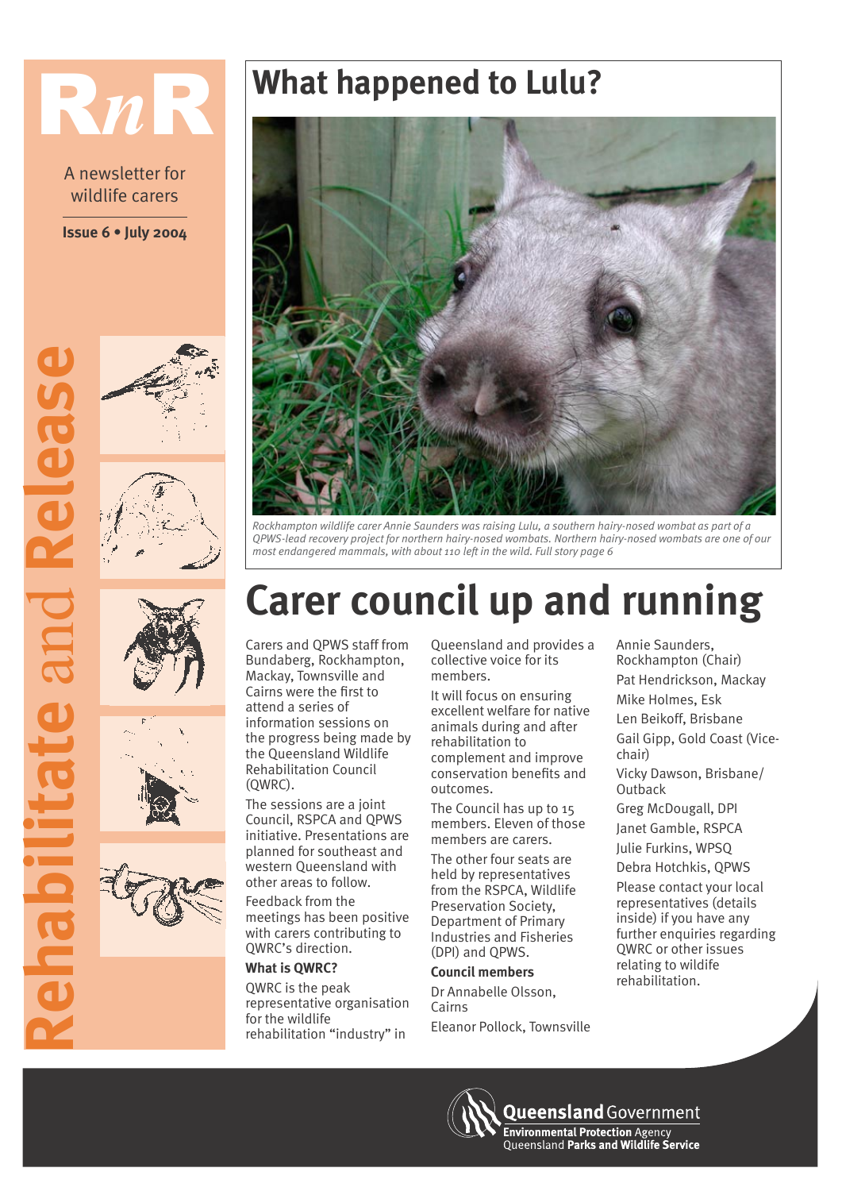# RnR

A newsletter for wildlife carers

**Issue 6 • July 2004**

Rehabilitate and Release

## What happened to Lulu?

*Rockhampton wildlife carer Annie Saunders was raising Lulu, a southern hairy-nosed wombat as part of a QPWS-lead recovery project for northern hairy-nosed wombats. Northern hairy-nosed wombats are one of our most endangered mammals, with about 110 left in the wild. Full story page 6*

# Carer council up and running

Carers and QPWS staff from Bundaberg, Rockhampton, Mackay, Townsville and Cairns were the first to attend a series of information sessions on the progress being made by the Queensland Wildlife Rehabilitation Council (QWRC).

The sessions are a joint Council, RSPCA and QPWS initiative. Presentations are planned for southeast and western Queensland with other areas to follow.

Feedback from the meetings has been positive with carers contributing to QWRC's direction.

### What is QWRC?

QWRC is the peak representative organisation for the wildlife rehabilitation "industry" in Queensland and provides a collective voice for its members.

It will focus on ensuring excellent welfare for native animals during and after rehabilitation to complement and improve conservation benefits and outcomes.

The Council has up to 15 members. Eleven of those members are carers.

The other four seats are held by representatives from the RSPCA, Wildlife Preservation Society, Department of Primary Industries and Fisheries (DPI) and QPWS.

### Council members

Dr Annabelle Olsson, Cairns

Eleanor Pollock, Townsville

Annie Saunders, Rockhampton (Chair)

Pat Hendrickson, Mackay

Mike Holmes, Esk

Len Beikoff, Brisbane

Gail Gipp, Gold Coast (Vice-chair)

Vicky Dawson, Brisbane/Outback

Greg McDougall, DPI

Janet Gamble, RSPCA

Julie Furkins, WPSQ

Debra Hotchkis, QPWS

Please contact your local representatives (details inside) if you have any further enquiries regarding QWRC or other issues relating to wildlife rehabilitation.

Queensland Government
Environmental Protection Agency
Queensland Parks and Wildlife Service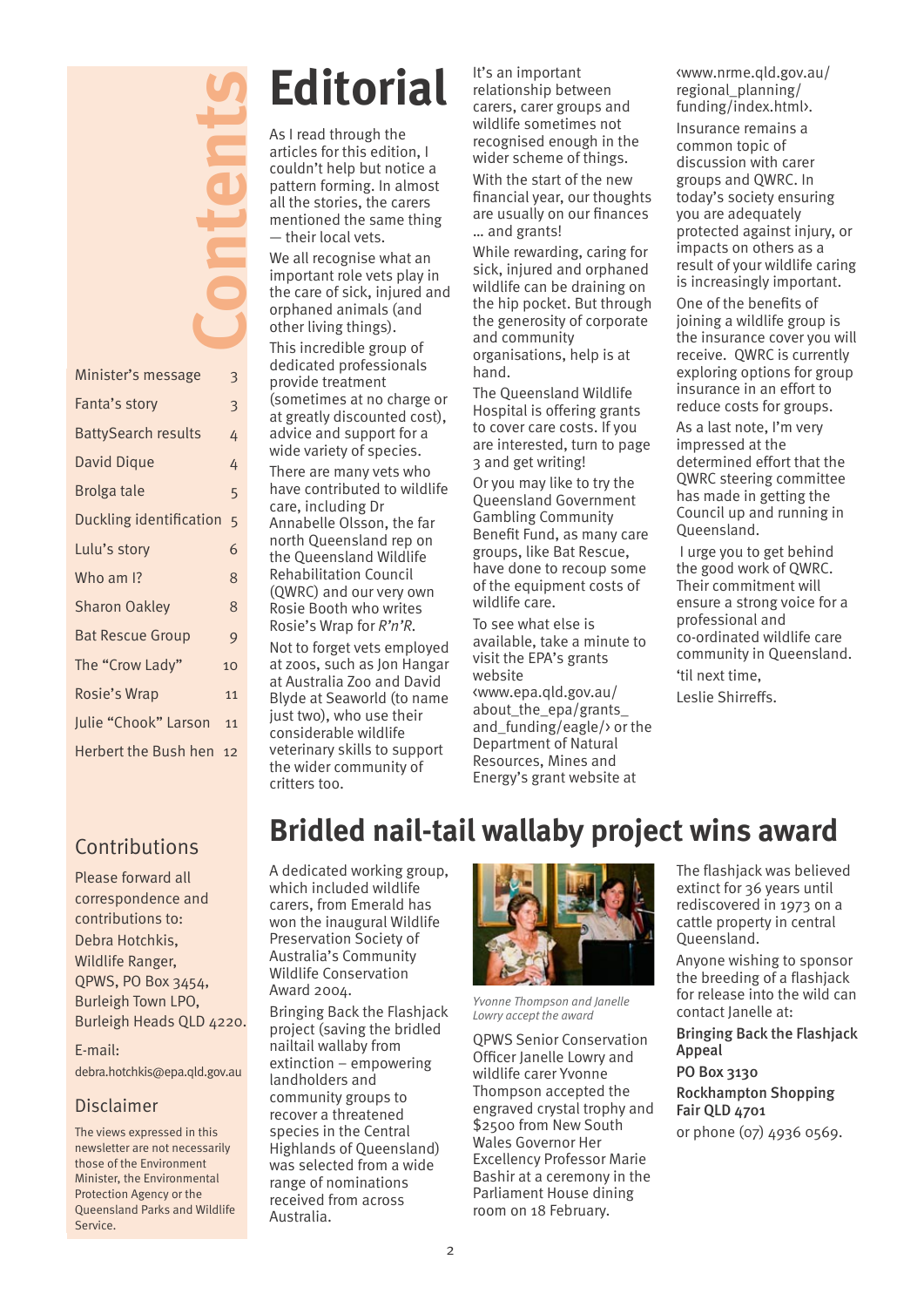# Contents

| | |
|---|---|
| Minister's message | 3 |
| Fanta's story | 3 |
| BattySearch results | 4 |
| David Dique | 4 |
| Brolga tale | 5 |
| Duckling identification | 5 |
| Lulu's story | 6 |
| Who am I? | 8 |
| Sharon Oakley | 8 |
| Bat Rescue Group | 9 |
| The "Crow Lady" | 10 |
| Rosie's Wrap | 11 |
| Julie "Chook" Larson | 11 |
| Herbert the Bush hen | 12 |

## Contributions

Please forward all correspondence and contributions to:
Debra Hotchkis,
Wildlife Ranger,
QPWS, PO Box 3454,
Burleigh Town LPO,
Burleigh Heads QLD 4220.

E-mail:
debra.hotchkis@epa.qld.gov.au

## Disclaimer

The views expressed in this newsletter are not necessarily those of the Environment Minister, the Environmental Protection Agency or the Queensland Parks and Wildlife Service.

# Editorial

As I read through the articles for this edition, I couldn't help but notice a pattern forming. In almost all the stories, the carers mentioned the same thing — their local vets.

We all recognise what an important role vets play in the care of sick, injured and orphaned animals (and other living things).

This incredible group of dedicated professionals provide treatment (sometimes at no charge or at greatly discounted cost), advice and support for a wide variety of species.

There are many vets who have contributed to wildlife care, including Dr Annabelle Olsson, the far north Queensland rep on the Queensland Wildlife Rehabilitation Council (QWRC) and our very own Rosie Booth who writes Rosie's Wrap for *R'n'R*.

Not to forget vets employed at zoos, such as Jon Hangar at Australia Zoo and David Blyde at Seaworld (to name just two), who use their considerable wildlife veterinary skills to support the wider community of critters too.

It's an important relationship between carers, carer groups and wildlife sometimes not recognised enough in the wider scheme of things.

With the start of the new financial year, our thoughts are usually on our finances ... and grants!

While rewarding, caring for sick, injured and orphaned wildlife can be draining on the hip pocket. But through the generosity of corporate and community organisations, help is at hand.

The Queensland Wildlife Hospital is offering grants to cover care costs. If you are interested, turn to page 3 and get writing!

Or you may like to try the Queensland Government Gambling Community Benefit Fund, as many care groups, like Bat Rescue, have done to recoup some of the equipment costs of wildlife care.

To see what else is available, take a minute to visit the EPA's grants website ‹www.epa.qld.gov.au/about_the_epa/grants_and_funding/eagle/› or the Department of Natural Resources, Mines and Energy's grant website at ‹www.nrme.qld.gov.au/regional_planning/funding/index.html›.

Insurance remains a common topic of discussion with carer groups and QWRC. In today's society ensuring you are adequately protected against injury, or impacts on others as a result of your wildlife caring is increasingly important.

One of the benefits of joining a wildlife group is the insurance cover you will receive. QWRC is currently exploring options for group insurance in an effort to reduce costs for groups.

As a last note, I'm very impressed at the determined effort that the QWRC steering committee has made in getting the Council up and running in Queensland.

I urge you to get behind the good work of QWRC. Their commitment will ensure a strong voice for a professional and co-ordinated wildlife care community in Queensland.

'til next time,

Leslie Shirreffs.

# Bridled nail-tail wallaby project wins award

A dedicated working group, which included wildlife carers, from Emerald has won the inaugural Wildlife Preservation Society of Australia's Community Wildlife Conservation Award 2004.

Bringing Back the Flashjack project (saving the bridled nailtail wallaby from extinction – empowering landholders and community groups to recover a threatened species in the Central Highlands of Queensland) was selected from a wide range of nominations received from across Australia.

*Yvonne Thompson and Janelle Lowry accept the award*

QPWS Senior Conservation Officer Janelle Lowry and wildlife carer Yvonne Thompson accepted the engraved crystal trophy and $2500 from New South Wales Governor Her Excellency Professor Marie Bashir at a ceremony in the Parliament House dining room on 18 February.

The flashjack was believed extinct for 36 years until rediscovered in 1973 on a cattle property in central Queensland.

Anyone wishing to sponsor the breeding of a flashjack for release into the wild can contact Janelle at:

**Bringing Back the Flashjack Appeal**
**PO Box 3130**
**Rockhampton Shopping Fair QLD 4701**
or phone (07) 4936 0569.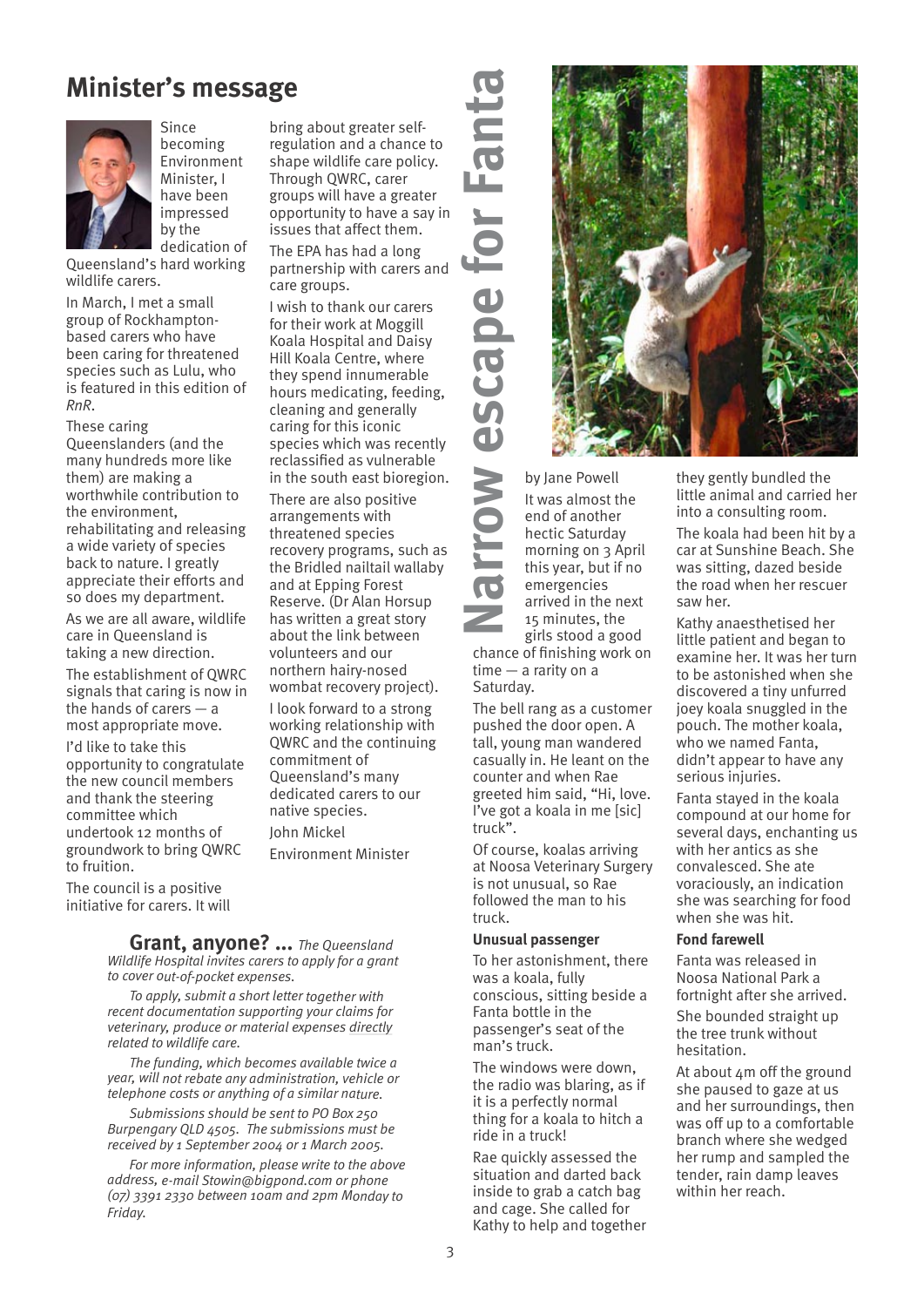## Minister's message

Since becoming Environment Minister, I have been impressed by the dedication of Queensland's hard working wildlife carers.

In March, I met a small group of Rockhampton-based carers who have been caring for threatened species such as Lulu, who is featured in this edition of *RnR*.

These caring Queenslanders (and the many hundreds more like them) are making a worthwhile contribution to the environment, rehabilitating and releasing a wide variety of species back to nature. I greatly appreciate their efforts and so does my department.

As we are all aware, wildlife care in Queensland is taking a new direction.

The establishment of QWRC signals that caring is now in the hands of carers — a most appropriate move.

I'd like to take this opportunity to congratulate the new council members and thank the steering committee which undertook 12 months of groundwork to bring QWRC to fruition.

The council is a positive initiative for carers. It will bring about greater self-regulation and a chance to shape wildlife care policy. Through QWRC, carer groups will have a greater opportunity to have a say in issues that affect them.

The EPA has had a long partnership with carers and care groups.

I wish to thank our carers for their work at Moggill Koala Hospital and Daisy Hill Koala Centre, where they spend innumerable hours medicating, feeding, cleaning and generally caring for this iconic species which was recently reclassified as vulnerable in the south east bioregion.

There are also positive arrangements with threatened species recovery programs, such as the Bridled nailtail wallaby and at Epping Forest Reserve. (Dr Alan Horsup has written a great story about the link between volunteers and our northern hairy-nosed wombat recovery project).

I look forward to a strong working relationship with QWRC and the continuing commitment of Queensland's many dedicated carers to our native species.

John Mickel

Environment Minister

**Grant, anyone? ...** *The Queensland Wildlife Hospital invites carers to apply for a grant to cover out-of-pocket expenses.*

*To apply, submit a short letter together with recent documentation supporting your claims for veterinary, produce or material expenses directly related to wildlife care.*

*The funding, which becomes available twice a year, will not rebate any administration, vehicle or telephone costs or anything of a similar nature.*

*Submissions should be sent to PO Box 250 Burpengary QLD 4505. The submissions must be received by 1 September 2004 or 1 March 2005.*

*For more information, please write to the above address, e-mail Stowin@bigpond.com or phone (07) 3391 2330 between 10am and 2pm Monday to Friday.*

## Narrow escape for Fanta

by Jane Powell

It was almost the end of another hectic Saturday morning on 3 April this year, but if no emergencies arrived in the next 15 minutes, the girls stood a good chance of finishing work on time — a rarity on a Saturday.

The bell rang as a customer pushed the door open. A tall, young man wandered casually in. He leant on the counter and when Rae greeted him said, "Hi, love. I've got a koala in me [sic] truck".

Of course, koalas arriving at Noosa Veterinary Surgery is not unusual, so Rae followed the man to his truck.

### Unusual passenger

To her astonishment, there was a koala, fully conscious, sitting beside a Fanta bottle in the passenger's seat of the man's truck.

The windows were down, the radio was blaring, as if it is a perfectly normal thing for a koala to hitch a ride in a truck!

Rae quickly assessed the situation and darted back inside to grab a catch bag and cage. She called for Kathy to help and together they gently bundled the little animal and carried her into a consulting room.

The koala had been hit by a car at Sunshine Beach. She was sitting, dazed beside the road when her rescuer saw her.

Kathy anaesthetised her little patient and began to examine her. It was her turn to be astonished when she discovered a tiny unfurred joey koala snuggled in the pouch. The mother koala, who we named Fanta, didn't appear to have any serious injuries.

Fanta stayed in the koala compound at our home for several days, enchanting us with her antics as she convalesced. She ate voraciously, an indication she was searching for food when she was hit.

### Fond farewell

Fanta was released in Noosa National Park a fortnight after she arrived.

She bounded straight up the tree trunk without hesitation.

At about 4m off the ground she paused to gaze at us and her surroundings, then was off up to a comfortable branch where she wedged her rump and sampled the tender, rain damp leaves within her reach.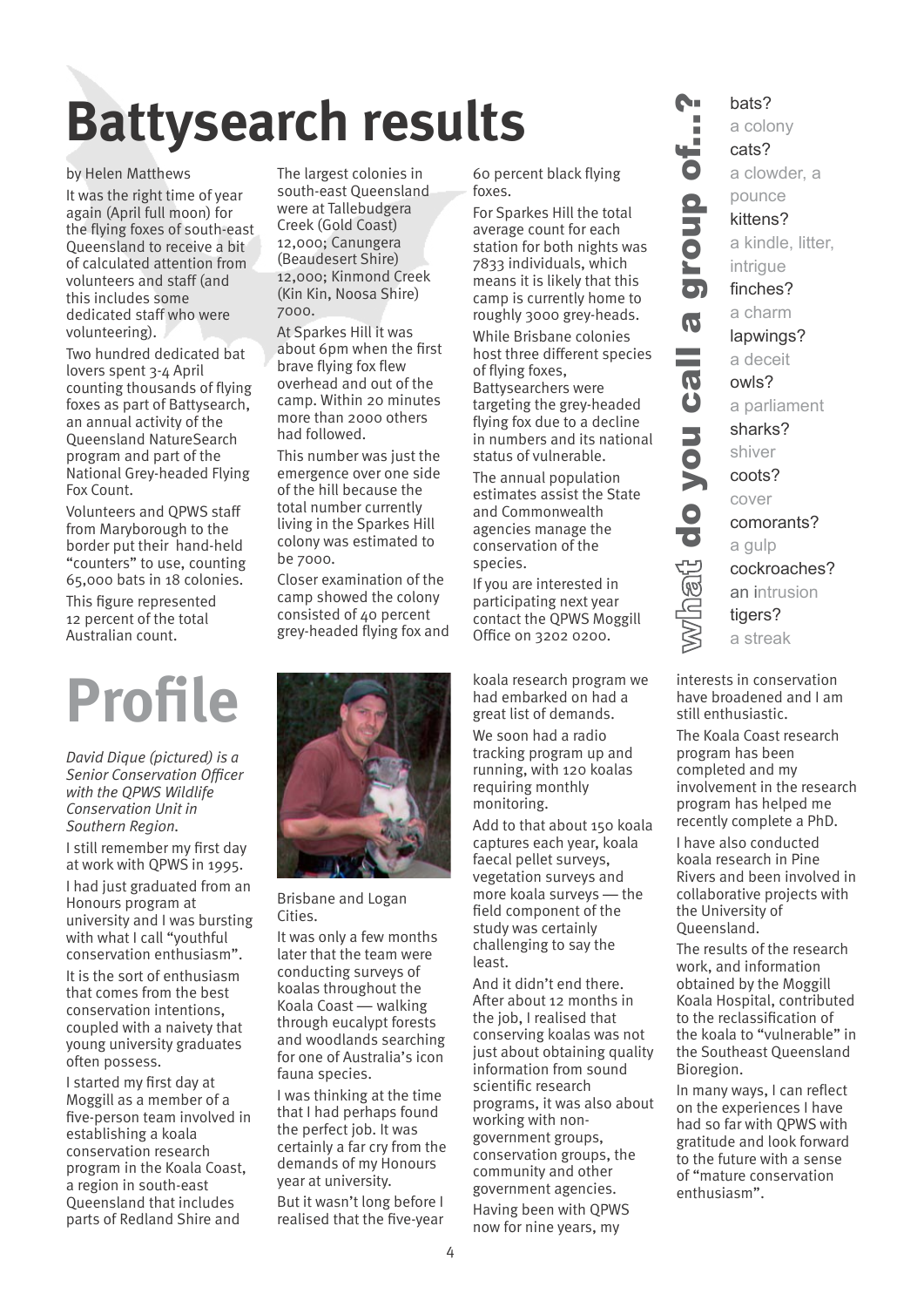# Battysearch results

by Helen Matthews

It was the right time of year again (April full moon) for the flying foxes of south-east Queensland to receive a bit of calculated attention from volunteers and staff (and this includes some dedicated staff who were volunteering).

Two hundred dedicated bat lovers spent 3-4 April counting thousands of flying foxes as part of Battysearch, an annual activity of the Queensland NatureSearch program and part of the National Grey-headed Flying Fox Count.

Volunteers and QPWS staff from Maryborough to the border put their hand-held "counters" to use, counting 65,000 bats in 18 colonies.

This figure represented 12 percent of the total Australian count.

The largest colonies in south-east Queensland were at Tallebudgera Creek (Gold Coast) 12,000; Canungera (Beaudesert Shire) 12,000; Kinmond Creek (Kin Kin, Noosa Shire) 7000.

At Sparkes Hill it was about 6pm when the first brave flying fox flew overhead and out of the camp. Within 20 minutes more than 2000 others had followed.

This number was just the emergence over one side of the hill because the total number currently living in the Sparkes Hill colony was estimated to be 7000.

Closer examination of the camp showed the colony consisted of 40 percent grey-headed flying fox and 60 percent black flying foxes.

For Sparkes Hill the total average count for each station for both nights was 7833 individuals, which means it is likely that this camp is currently home to roughly 3000 grey-heads.

While Brisbane colonies host three different species of flying foxes, Battysearchers were targeting the grey-headed flying fox due to a decline in numbers and its national status of vulnerable.

The annual population estimates assist the State and Commonwealth agencies manage the conservation of the species.

If you are interested in participating next year contact the QPWS Moggill Office on 3202 0200.

## what do you call a group of...?

bats?
a colony

cats?
a clowder, a pounce

kittens?
a kindle, litter, intrigue

finches?
a charm

lapwings?
a deceit

owls?
a parliament

sharks?
shiver

coots?
cover

comorants?
a gulp

cockroaches?
an intrusion

tigers?
a streak

# Profile

*David Dique (pictured) is a Senior Conservation Officer with the QPWS Wildlife Conservation Unit in Southern Region.*

I still remember my first day at work with QPWS in 1995.

I had just graduated from an Honours program at university and I was bursting with what I call "youthful conservation enthusiasm".

It is the sort of enthusiasm that comes from the best conservation intentions, coupled with a naivety that young university graduates often possess.

I started my first day at Moggill as a member of a five-person team involved in establishing a koala conservation research program in the Koala Coast, a region in south-east Queensland that includes parts of Redland Shire and Brisbane and Logan Cities.

It was only a few months later that the team were conducting surveys of koalas throughout the Koala Coast — walking through eucalypt forests and woodlands searching for one of Australia's icon fauna species.

I was thinking at the time that I had perhaps found the perfect job. It was certainly a far cry from the demands of my Honours year at university.

But it wasn't long before I realised that the five-year koala research program we had embarked on had a great list of demands.

We soon had a radio tracking program up and running, with 120 koalas requiring monthly monitoring.

Add to that about 150 koala captures each year, koala faecal pellet surveys, vegetation surveys and more koala surveys — the field component of the study was certainly challenging to say the least.

And it didn't end there. After about 12 months in the job, I realised that conserving koalas was not just about obtaining quality information from sound scientific research programs, it was also about working with non-government groups, conservation groups, the community and other government agencies.

Having been with QPWS now for nine years, my interests in conservation have broadened and I am still enthusiastic.

The Koala Coast research program has been completed and my involvement in the research program has helped me recently complete a PhD.

I have also conducted koala research in Pine Rivers and been involved in collaborative projects with the University of Queensland.

The results of the research work, and information obtained by the Moggill Koala Hospital, contributed to the reclassification of the koala to "vulnerable" in the Southeast Queensland Bioregion.

In many ways, I can reflect on the experiences I have had so far with QPWS with gratitude and look forward to the future with a sense of "mature conservation enthusiasm".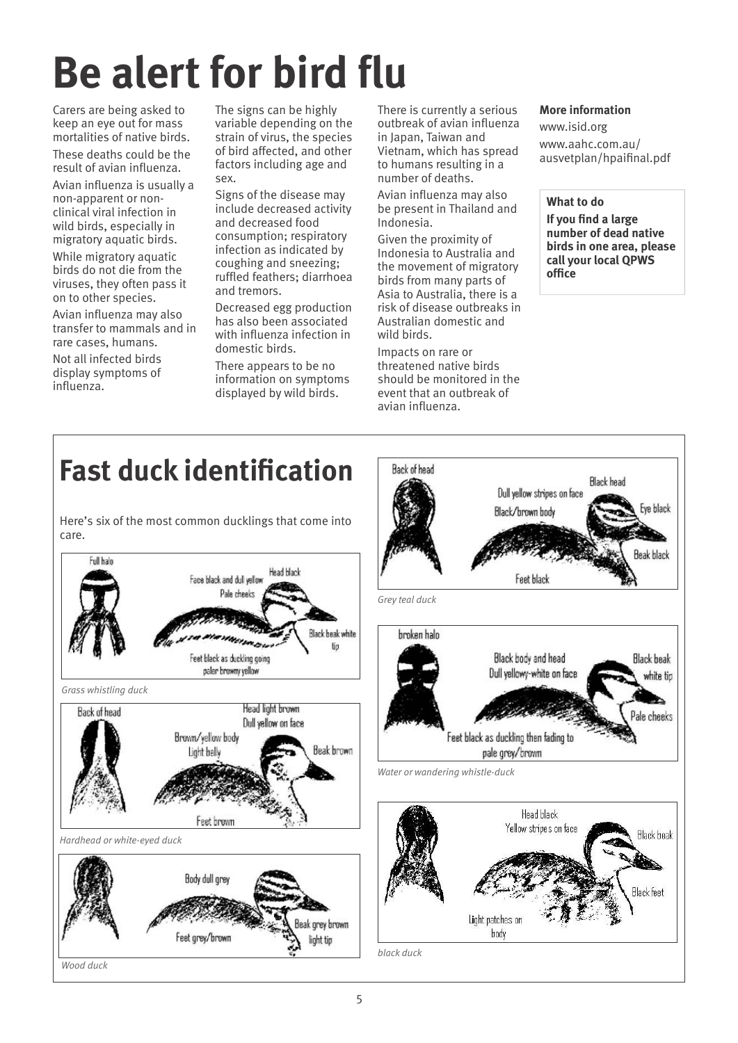# Be alert for bird flu

Carers are being asked to keep an eye out for mass mortalities of native birds.

These deaths could be the result of avian influenza.

Avian influenza is usually a non-apparent or non-clinical viral infection in wild birds, especially in migratory aquatic birds.

While migratory aquatic birds do not die from the viruses, they often pass it on to other species.

Avian influenza may also transfer to mammals and in rare cases, humans.

Not all infected birds display symptoms of influenza.

The signs can be highly variable depending on the strain of virus, the species of bird affected, and other factors including age and sex.

Signs of the disease may include decreased activity and decreased food consumption; respiratory infection as indicated by coughing and sneezing; ruffled feathers; diarrhoea and tremors.

Decreased egg production has also been associated with influenza infection in domestic birds.

There appears to be no information on symptoms displayed by wild birds.

There is currently a serious outbreak of avian influenza in Japan, Taiwan and Vietnam, which has spread to humans resulting in a number of deaths.

Avian influenza may also be present in Thailand and Indonesia.

Given the proximity of Indonesia to Australia and the movement of migratory birds from many parts of Asia to Australia, there is a risk of disease outbreaks in Australian domestic and wild birds.

Impacts on rare or threatened native birds should be monitored in the event that an outbreak of avian influenza.

**More information**

www.isid.org

www.aahc.com.au/ausvetplan/hpaifinal.pdf

**What to do**

**If you find a large number of dead native birds in one area, please call your local QPWS office**

# Fast duck identification

Here's six of the most common ducklings that come into care.

Full halo
Head black
Face black and dull yellow
Pale cheeks
Black beak white tip
Feet black as duckling going paler browny yellow

*Grass whistling duck*

Back of head
Head light brown
Dull yellow on face
Brown/yellow body
Light belly
Beak brown
Feet brown

*Hardhead or white-eyed duck*

Body dull grey
Feet grey/brown
Beak grey brown light tip

*Wood duck*

Back of head
Black head
Dull yellow stripes on face
Black/brown body
Eye black
Beak black
Feet black

*Grey teal duck*

broken halo
Black body and head
Dull yellowy-white on face
Black beak white tip
Pale cheeks
Feet black as duckling then fading to pale grey/brown

*Water or wandering whistle-duck*

Head black
Yellow stripes on face
Black beak
Black feet
Light patches on body

*black duck*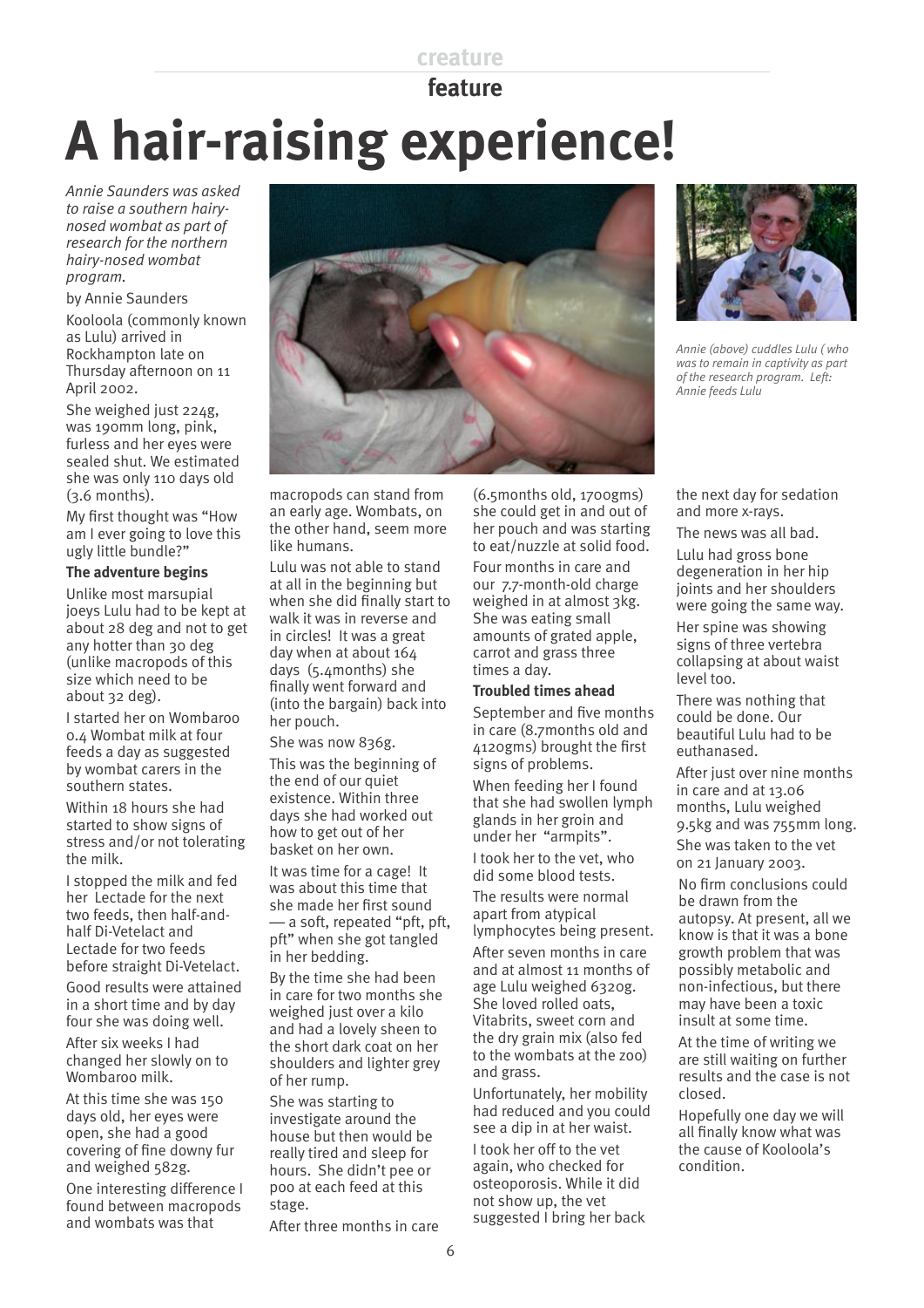creature

**feature**

# A hair-raising experience!

*Annie Saunders was asked to raise a southern hairy-nosed wombat as part of research for the northern hairy-nosed wombat program.*

by Annie Saunders

Kooloola (commonly known as Lulu) arrived in Rockhampton late on Thursday afternoon on 11 April 2002.

She weighed just 224g, was 190mm long, pink, furless and her eyes were sealed shut. We estimated she was only 110 days old (3.6 months).

My first thought was "How am I ever going to love this ugly little bundle?"

**The adventure begins**

Unlike most marsupial joeys Lulu had to be kept at about 28 deg and not to get any hotter than 30 deg (unlike macropods of this size which need to be about 32 deg).

I started her on Wombaroo 0.4 Wombat milk at four feeds a day as suggested by wombat carers in the southern states.

Within 18 hours she had started to show signs of stress and/or not tolerating the milk.

I stopped the milk and fed her Lectade for the next two feeds, then half-and-half Di-Vetelact and Lectade for two feeds before straight Di-Vetelact.

Good results were attained in a short time and by day four she was doing well.

After six weeks I had changed her slowly on to Wombaroo milk.

At this time she was 150 days old, her eyes were open, she had a good covering of fine downy fur and weighed 582g.

One interesting difference I found between macropods and wombats was that macropods can stand from an early age. Wombats, on the other hand, seem more like humans.

Lulu was not able to stand at all in the beginning but when she did finally start to walk it was in reverse and in circles! It was a great day when at about 164 days (5.4months) she finally went forward and (into the bargain) back into her pouch.

She was now 836g.

This was the beginning of the end of our quiet existence. Within three days she had worked out how to get out of her basket on her own.

It was time for a cage! It was about this time that she made her first sound — a soft, repeated "pft, pft, pft" when she got tangled in her bedding.

By the time she had been in care for two months she weighed just over a kilo and had a lovely sheen to the short dark coat on her shoulders and lighter grey of her rump.

She was starting to investigate around the house but then would be really tired and sleep for hours. She didn't pee or poo at each feed at this stage.

After three months in care (6.5months old, 1700gms) she could get in and out of her pouch and was starting to eat/nuzzle at solid food.

Four months in care and our 7.7-month-old charge weighed in at almost 3kg. She was eating small amounts of grated apple, carrot and grass three times a day.

**Troubled times ahead**

September and five months in care (8.7months old and 4120gms) brought the first signs of problems.

When feeding her I found that she had swollen lymph glands in her groin and under her "armpits".

I took her to the vet, who did some blood tests.

The results were normal apart from atypical lymphocytes being present.

After seven months in care and at almost 11 months of age Lulu weighed 6320g. She loved rolled oats, Vitabrits, sweet corn and the dry grain mix (also fed to the wombats at the zoo) and grass.

Unfortunately, her mobility had reduced and you could see a dip in at her waist.

I took her off to the vet again, who checked for osteoporosis. While it did not show up, the vet suggested I bring her back the next day for sedation and more x-rays.

The news was all bad.

Lulu had gross bone degeneration in her hip joints and her shoulders were going the same way.

Her spine was showing signs of three vertebra collapsing at about waist level too.

There was nothing that could be done. Our beautiful Lulu had to be euthanased.

After just over nine months in care and at 13.06 months, Lulu weighed 9.5kg and was 755mm long.

She was taken to the vet on 21 January 2003.

No firm conclusions could be drawn from the autopsy. At present, all we know is that it was a bone growth problem that was possibly metabolic and non-infectious, but there may have been a toxic insult at some time.

At the time of writing we are still waiting on further results and the case is not closed.

Hopefully one day we will all finally know what was the cause of Kooloola's condition.

*Annie (above) cuddles Lulu ( who was to remain in captivity as part of the research program. Left: Annie feeds Lulu*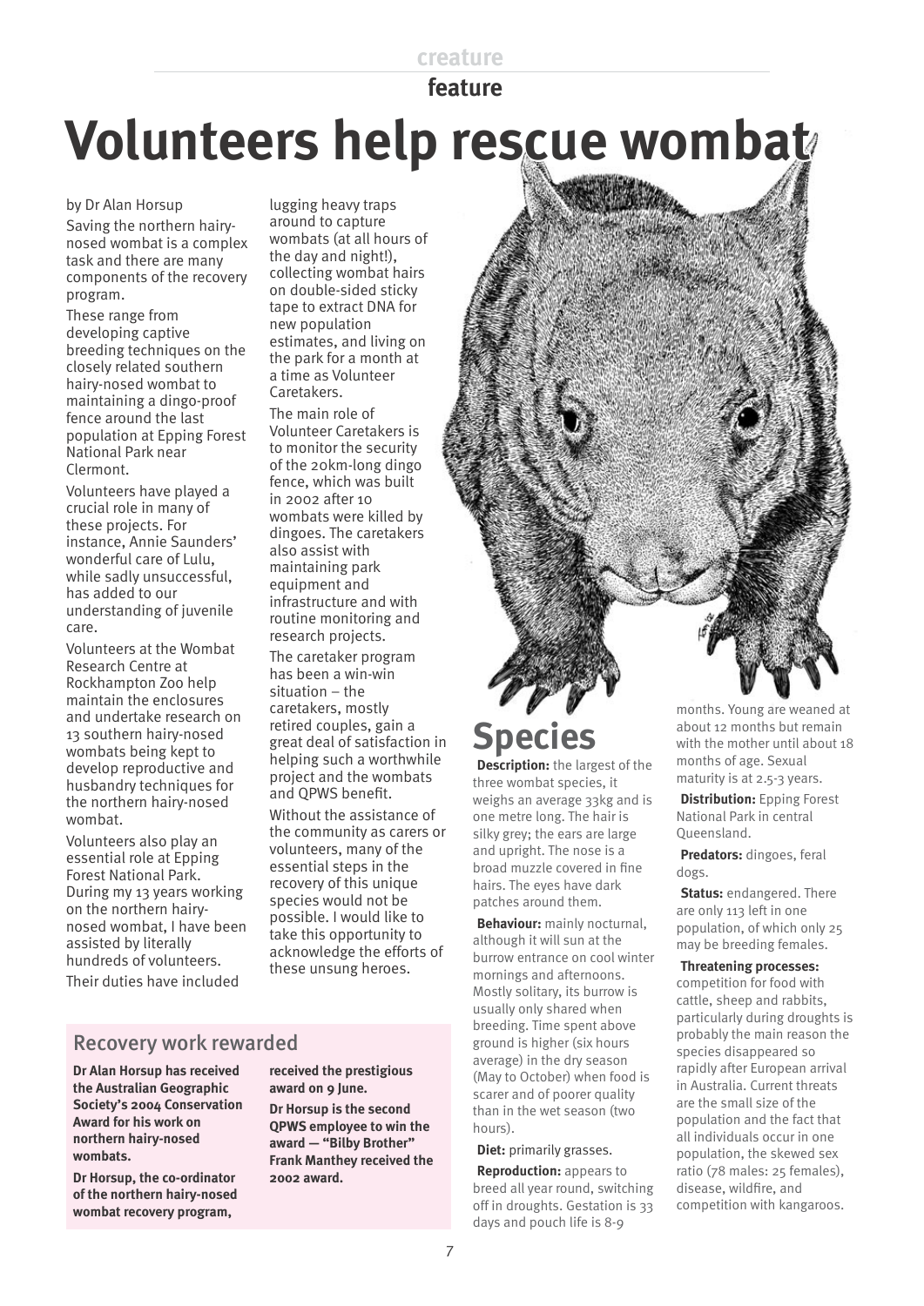creature feature

# Volunteers help rescue wombat

by Dr Alan Horsup

Saving the northern hairy-nosed wombat is a complex task and there are many components of the recovery program.

These range from developing captive breeding techniques on the closely related southern hairy-nosed wombat to maintaining a dingo-proof fence around the last population at Epping Forest National Park near Clermont.

Volunteers have played a crucial role in many of these projects. For instance, Annie Saunders' wonderful care of Lulu, while sadly unsuccessful, has added to our understanding of juvenile care.

Volunteers at the Wombat Research Centre at Rockhampton Zoo help maintain the enclosures and undertake research on 13 southern hairy-nosed wombats being kept to develop reproductive and husbandry techniques for the northern hairy-nosed wombat.

Volunteers also play an essential role at Epping Forest National Park. During my 13 years working on the northern hairy-nosed wombat, I have been assisted by literally hundreds of volunteers.

Their duties have included lugging heavy traps around to capture wombats (at all hours of the day and night!), collecting wombat hairs on double-sided sticky tape to extract DNA for new population estimates, and living on the park for a month at a time as Volunteer Caretakers.

The main role of Volunteer Caretakers is to monitor the security of the 20km-long dingo fence, which was built in 2002 after 10 wombats were killed by dingoes. The caretakers also assist with maintaining park equipment and infrastructure and with routine monitoring and research projects.

The caretaker program has been a win-win situation – the caretakers, mostly retired couples, gain a great deal of satisfaction in helping such a worthwhile project and the wombats and QPWS benefit.

Without the assistance of the community as carers or volunteers, many of the essential steps in the recovery of this unique species would not be possible. I would like to take this opportunity to acknowledge the efforts of these unsung heroes.

## Recovery work rewarded

**Dr Alan Horsup has received the Australian Geographic Society's 2004 Conservation Award for his work on northern hairy-nosed wombats.**

**Dr Horsup, the co-ordinator of the northern hairy-nosed wombat recovery program, received the prestigious award on 9 June.**

**Dr Horsup is the second QPWS employee to win the award — "Bilby Brother" Frank Manthey received the 2002 award.**

## Species

**Description:** the largest of the three wombat species, it weighs an average 33kg and is one metre long. The hair is silky grey; the ears are large and upright. The nose is a broad muzzle covered in fine hairs. The eyes have dark patches around them.

**Behaviour:** mainly nocturnal, although it will sun at the burrow entrance on cool winter mornings and afternoons. Mostly solitary, its burrow is usually only shared when breeding. Time spent above ground is higher (six hours average) in the dry season (May to October) when food is scarcer and of poorer quality than in the wet season (two hours).

**Diet:** primarily grasses.

**Reproduction:** appears to breed all year round, switching off in droughts. Gestation is 33 days and pouch life is 8-9 months. Young are weaned at about 12 months but remain with the mother until about 18 months of age. Sexual maturity is at 2.5-3 years.

**Distribution:** Epping Forest National Park in central Queensland.

**Predators:** dingoes, feral dogs.

**Status:** endangered. There are only 113 left in one population, of which only 25 may be breeding females.

**Threatening processes:** competition for food with cattle, sheep and rabbits, particularly during droughts is probably the main reason the species disappeared so rapidly after European arrival in Australia. Current threats are the small size of the population and the fact that all individuals occur in one population, the skewed sex ratio (78 males: 25 females), disease, wildfire, and competition with kangaroos.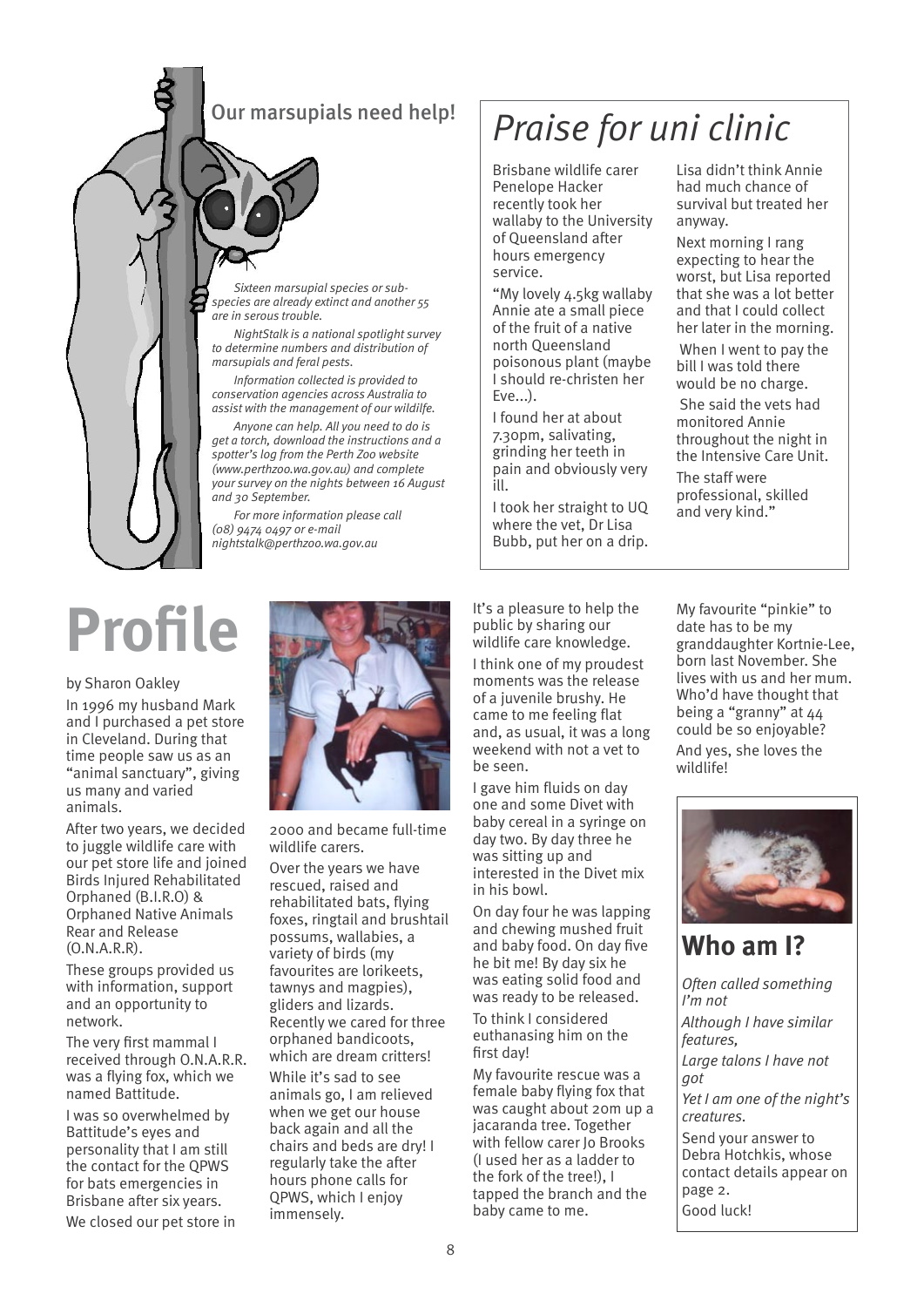## Our marsupials need help!

*Sixteen marsupial species or sub-species are already extinct and another 55 are in serous trouble.*

*NightStalk is a national spotlight survey to determine numbers and distribution of marsupials and feral pests.*

*Information collected is provided to conservation agencies across Australia to assist with the management of our wildlife.*

*Anyone can help. All you need to do is get a torch, download the instructions and a spotter's log from the Perth Zoo website (www.perthzoo.wa.gov.au) and complete your survey on the nights between 16 August and 30 September.*

*For more information please call (08) 9474 0497 or e-mail nightstalk@perthzoo.wa.gov.au*

# *Praise for uni clinic*

Brisbane wildlife carer Penelope Hacker recently took her wallaby to the University of Queensland after hours emergency service.

"My lovely 4.5kg wallaby Annie ate a small piece of the fruit of a native north Queensland poisonous plant (maybe I should re-christen her Eve...).

I found her at about 7.30pm, salivating, grinding her teeth in pain and obviously very ill.

I took her straight to UQ where the vet, Dr Lisa Bubb, put her on a drip. Lisa didn't think Annie had much chance of survival but treated her anyway.

Next morning I rang expecting to hear the worst, but Lisa reported that she was a lot better and that I could collect her later in the morning.

When I went to pay the bill I was told there would be no charge.

She said the vets had monitored Annie throughout the night in the Intensive Care Unit.

The staff were professional, skilled and very kind."

# Profile

by Sharon Oakley

In 1996 my husband Mark and I purchased a pet store in Cleveland. During that time people saw us as an "animal sanctuary", giving us many and varied animals.

After two years, we decided to juggle wildlife care with our pet store life and joined Birds Injured Rehabilitated Orphaned (B.I.R.O) & Orphaned Native Animals Rear and Release (O.N.A.R.R).

These groups provided us with information, support and an opportunity to network.

The very first mammal I received through O.N.A.R.R. was a flying fox, which we named Battitude.

I was so overwhelmed by Battitude's eyes and personality that I am still the contact for the QPWS for bats emergencies in Brisbane after six years.

We closed our pet store in 2000 and became full-time wildlife carers.

Over the years we have rescued, raised and rehabilitated bats, flying foxes, ringtail and brushtail possums, wallabies, a variety of birds (my favourites are lorikeets, tawnys and magpies), gliders and lizards. Recently we cared for three orphaned bandicoots, which are dream critters!

While it's sad to see animals go, I am relieved when we get our house back again and all the chairs and beds are dry! I regularly take the after hours phone calls for QPWS, which I enjoy immensely.

It's a pleasure to help the public by sharing our wildlife care knowledge.

I think one of my proudest moments was the release of a juvenile brushy. He came to me feeling flat and, as usual, it was a long weekend with not a vet to be seen.

I gave him fluids on day one and some Divet with baby cereal in a syringe on day two. By day three he was sitting up and interested in the Divet mix in his bowl.

On day four he was lapping and chewing mushed fruit and baby food. On day five he bit me! By day six he was eating solid food and was ready to be released.

To think I considered euthanasing him on the first day!

My favourite rescue was a female baby flying fox that was caught about 20m up a jacaranda tree. Together with fellow carer Jo Brooks (I used her as a ladder to the fork of the tree!), I tapped the branch and the baby came to me.

My favourite "pinkie" to date has to be my granddaughter Kortnie-Lee, born last November. She lives with us and her mum. Who'd have thought that being a "granny" at 44 could be so enjoyable? And yes, she loves the wildlife!

## Who am I?

*Often called something I'm not*

*Although I have similar features,*

*Large talons I have not got*

*Yet I am one of the night's creatures.*

Send your answer to Debra Hotchkis, whose contact details appear on page 2.

Good luck!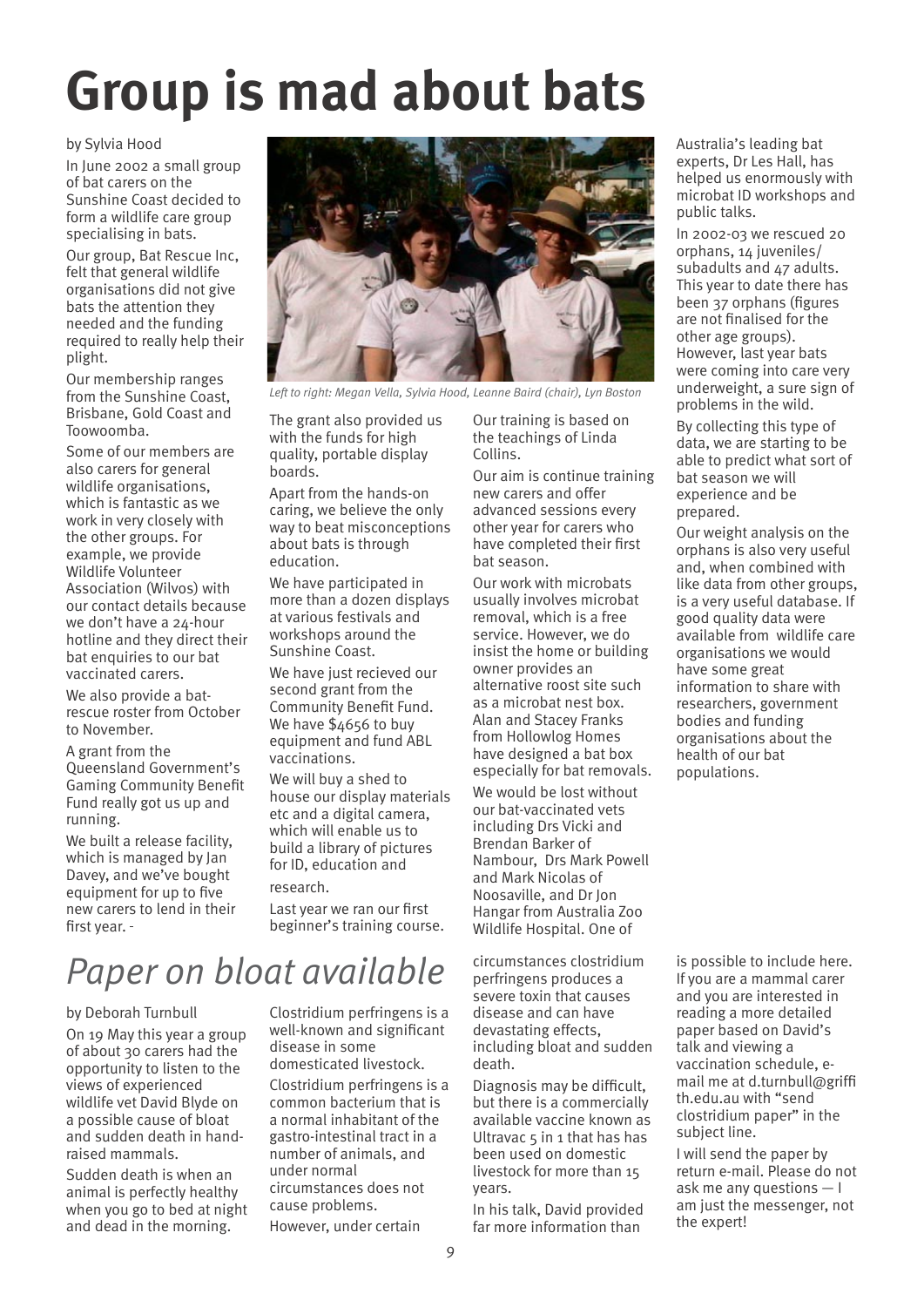# Group is mad about bats

by Sylvia Hood

In June 2002 a small group of bat carers on the Sunshine Coast decided to form a wildlife care group specialising in bats.

Our group, Bat Rescue Inc, felt that general wildlife organisations did not give bats the attention they needed and the funding required to really help their plight.

Our membership ranges from the Sunshine Coast, Brisbane, Gold Coast and Toowoomba.

Some of our members are also carers for general wildlife organisations, which is fantastic as we work in very closely with the other groups. For example, we provide Wildlife Volunteer Association (Wilvos) with our contact details because we don't have a 24-hour hotline and they direct their bat enquiries to our bat vaccinated carers.

We also provide a bat-rescue roster from October to November.

A grant from the Queensland Government's Gaming Community Benefit Fund really got us up and running.

We built a release facility, which is managed by Jan Davey, and we've bought equipment for up to five new carers to lend in their first year. -

*Left to right: Megan Vella, Sylvia Hood, Leanne Baird (chair), Lyn Boston*

The grant also provided us with the funds for high quality, portable display boards.

Apart from the hands-on caring, we believe the only way to beat misconceptions about bats is through education.

We have participated in more than a dozen displays at various festivals and workshops around the Sunshine Coast.

We have just recieved our second grant from the Community Benefit Fund. We have $4656 to buy equipment and fund ABL vaccinations.

We will buy a shed to house our display materials etc and a digital camera, which will enable us to build a library of pictures for ID, education and research.

Last year we ran our first beginner's training course.

Our training is based on the teachings of Linda Collins.

Our aim is continue training new carers and offer advanced sessions every other year for carers who have completed their first bat season.

Our work with microbats usually involves microbat removal, which is a free service. However, we do insist the home or building owner provides an alternative roost site such as a microbat nest box. Alan and Stacey Franks from Hollowlog Homes have designed a bat box especially for bat removals.

We would be lost without our bat-vaccinated vets including Drs Vicki and Brendan Barker of Nambour, Drs Mark Powell and Mark Nicolas of Noosaville, and Dr Jon Hangar from Australia Zoo Wildlife Hospital. One of Australia's leading bat experts, Dr Les Hall, has helped us enormously with microbat ID workshops and public talks.

In 2002-03 we rescued 20 orphans, 14 juveniles/ subadults and 47 adults. This year to date there has been 37 orphans (figures are not finalised for the other age groups). However, last year bats were coming into care very underweight, a sure sign of problems in the wild.

By collecting this type of data, we are starting to be able to predict what sort of bat season we will experience and be prepared.

Our weight analysis on the orphans is also very useful and, when combined with like data from other groups, is a very useful database. If good quality data were available from wildlife care organisations we would have some great information to share with researchers, government bodies and funding organisations about the health of our bat populations.

# *Paper on bloat available*

by Deborah Turnbull

On 19 May this year a group of about 30 carers had the opportunity to listen to the views of experienced wildlife vet David Blyde on a possible cause of bloat and sudden death in hand-raised mammals.

Sudden death is when an animal is perfectly healthy when you go to bed at night and dead in the morning.

Clostridium perfringens is a well-known and significant disease in some domesticated livestock.

Clostridium perfringens is a common bacterium that is a normal inhabitant of the gastro-intestinal tract in a number of animals, and under normal circumstances does not cause problems.

However, under certain circumstances clostridium perfringens produces a severe toxin that causes disease and can have devastating effects, including bloat and sudden death.

Diagnosis may be difficult, but there is a commercially available vaccine known as Ultravac 5 in 1 that has has been used on domestic livestock for more than 15 years.

In his talk, David provided far more information than is possible to include here. If you are a mammal carer and you are interested in reading a more detailed paper based on David's talk and viewing a vaccination schedule, e-mail me at d.turnbull@griffith.edu.au with "send clostridium paper" in the subject line.

I will send the paper by return e-mail. Please do not ask me any questions — I am just the messenger, not the expert!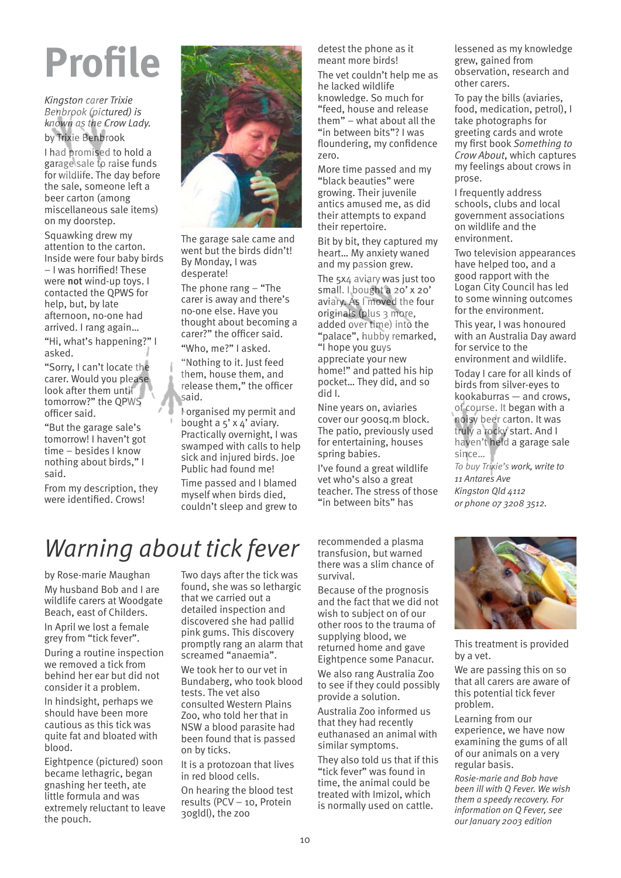# Profile

*Kingston carer Trixie Benbrook (pictured) is known as the Crow Lady.*

by Trixie Benbrook

I had promised to hold a garage sale to raise funds for wildlife. The day before the sale, someone left a beer carton (among miscellaneous sale items) on my doorstep.

Squawking drew my attention to the carton. Inside were four baby birds – I was horrified! These were **not** wind-up toys. I contacted the QPWS for help, but, by late afternoon, no-one had arrived. I rang again…

"Hi, what's happening?" I asked.

"Sorry, I can't locate the carer. Would you please look after them until tomorrow?" the QPWS officer said.

"But the garage sale's tomorrow! I haven't got time – besides I know nothing about birds," I said.

From my description, they were identified. Crows!

The garage sale came and went but the birds didn't! By Monday, I was desperate!

The phone rang – "The carer is away and there's no-one else. Have you thought about becoming a carer?" the officer said.

"Who, me?" I asked.

"Nothing to it. Just feed them, house them, and release them," the officer said.

I organised my permit and bought a 5' x 4' aviary. Practically overnight, I was swamped with calls to help sick and injured birds. Joe Public had found me!

Time passed and I blamed myself when birds died, couldn't sleep and grew to detest the phone as it meant more birds!

The vet couldn't help me as he lacked wildlife knowledge. So much for "feed, house and release them" – what about all the "in between bits"? I was floundering, my confidence zero.

More time passed and my "black beauties" were growing. Their juvenile antics amused me, as did their attempts to expand their repertoire.

Bit by bit, they captured my heart… My anxiety waned and my passion grew.

The 5x4 aviary was just too small. I bought a 20' x 20' aviary. As I moved the four originals (plus 3 more, added over time) into the "palace", hubby remarked, "I hope you guys appreciate your new home!" and patted his hip pocket… They did, and so did I.

Nine years on, aviaries cover our 900sq.m block. The patio, previously used for entertaining, houses spring babies.

I've found a great wildlife vet who's also a great teacher. The stress of those "in between bits" has lessened as my knowledge grew, gained from observation, research and other carers.

To pay the bills (aviaries, food, medication, petrol), I take photographs for greeting cards and wrote my first book *Something to Crow About*, which captures my feelings about crows in prose.

I frequently address schools, clubs and local government associations on wildlife and the environment.

Two television appearances have helped too, and a good rapport with the Logan City Council has led to some winning outcomes for the environment.

This year, I was honoured with an Australia Day award for service to the environment and wildlife.

Today I care for all kinds of birds from silver-eyes to kookaburras — and crows, of course. It began with a noisy beer carton. It was truly a rocky start. And I haven't held a garage sale since…

*To buy Trixie's work, write to 11 Antares Ave Kingston Qld 4112 or phone 07 3208 3512.*

# *Warning about tick fever*

by Rose-marie Maughan

My husband Bob and I are wildlife carers at Woodgate Beach, east of Childers.

In April we lost a female grey from "tick fever".

During a routine inspection we removed a tick from behind her ear but did not consider it a problem.

In hindsight, perhaps we should have been more cautious as this tick was quite fat and bloated with blood.

Eightpence (pictured) soon became lethagric, began gnashing her teeth, ate little formula and was extremely reluctant to leave the pouch.

Two days after the tick was found, she was so lethargic that we carried out a detailed inspection and discovered she had pallid pink gums. This discovery promptly rang an alarm that screamed "anaemia".

We took her to our vet in Bundaberg, who took blood tests. The vet also consulted Western Plains Zoo, who told her that in NSW a blood parasite had been found that is passed on by ticks.

It is a protozoan that lives in red blood cells.

On hearing the blood test results (PCV – 10, Protein 30gldl), the zoo recommended a plasma transfusion, but warned there was a slim chance of survival.

Because of the prognosis and the fact that we did not wish to subject on of our other roos to the trauma of supplying blood, we returned home and gave Eightpence some Panacur.

We also rang Australia Zoo to see if they could possibly provide a solution.

Australia Zoo informed us that they had recently euthanased an animal with similar symptoms.

They also told us that if this "tick fever" was found in time, the animal could be treated with Imizol, which is normally used on cattle.

This treatment is provided by a vet.

We are passing this on so that all carers are aware of this potential tick fever problem.

Learning from our experience, we have now examining the gums of all of our animals on a very regular basis.

*Rosie-marie and Bob have been ill with Q Fever. We wish them a speedy recovery. For information on Q Fever, see our January 2003 edition*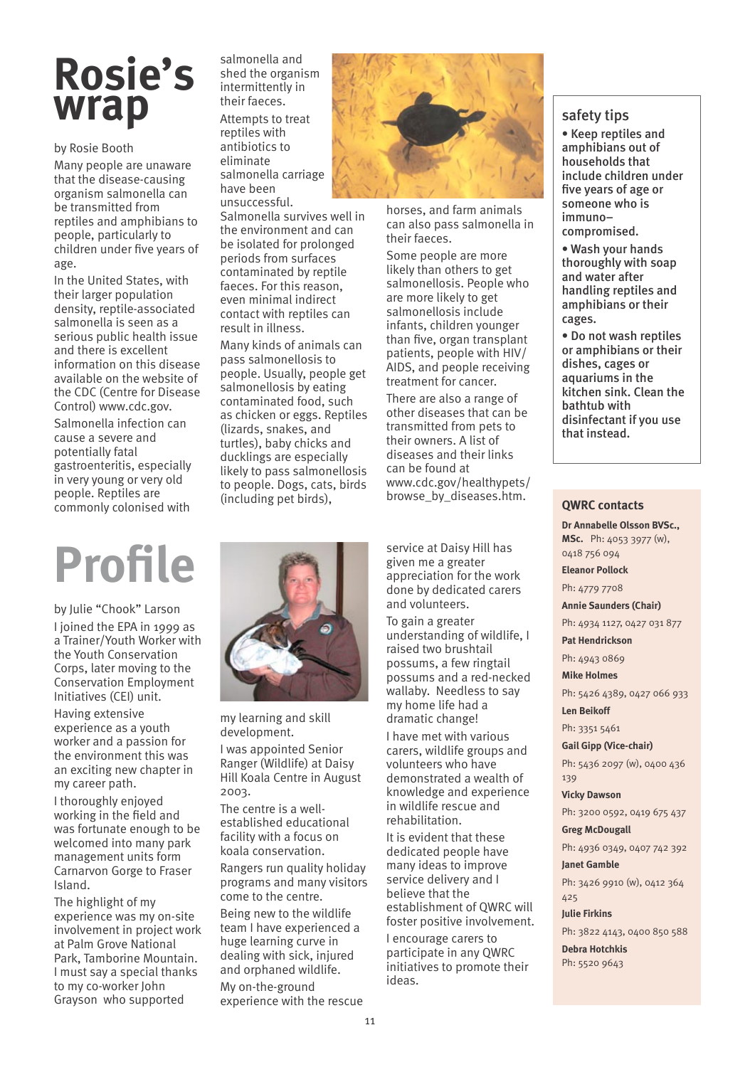# Rosie's wrap

by Rosie Booth

Many people are unaware that the disease-causing organism salmonella can be transmitted from reptiles and amphibians to people, particularly to children under five years of age.

In the United States, with their larger population density, reptile-associated salmonella is seen as a serious public health issue and there is excellent information on this disease available on the website of the CDC (Centre for Disease Control) www.cdc.gov.

Salmonella infection can cause a severe and potentially fatal gastroenteritis, especially in very young or very old people. Reptiles are commonly colonised with salmonella and shed the organism intermittently in their faeces.

Attempts to treat reptiles with antibiotics to eliminate salmonella carriage have been unsuccessful.

Salmonella survives well in the environment and can be isolated for prolonged periods from surfaces contaminated by reptile faeces. For this reason, even minimal indirect contact with reptiles can result in illness.

Many kinds of animals can pass salmonellosis to people. Usually, people get salmonellosis by eating contaminated food, such as chicken or eggs. Reptiles (lizards, snakes, and turtles), baby chicks and ducklings are especially likely to pass salmonellosis to people. Dogs, cats, birds (including pet birds), horses, and farm animals can also pass salmonella in their faeces.

Some people are more likely than others to get salmonellosis. People who are more likely to get salmonellosis include infants, children younger than five, organ transplant patients, people with HIV/AIDS, and people receiving treatment for cancer.

There are also a range of other diseases that can be transmitted from pets to their owners. A list of diseases and their links can be found at www.cdc.gov/healthypets/browse_by_diseases.htm.

## safety tips

- Keep reptiles and amphibians out of households that include children under five years of age or someone who is immuno–compromised.
- Wash your hands thoroughly with soap and water after handling reptiles and amphibians or their cages.
- Do not wash reptiles or amphibians or their dishes, cages or aquariums in the kitchen sink. Clean the bathtub with disinfectant if you use that instead.

# Profile

by Julie "Chook" Larson

I joined the EPA in 1999 as a Trainer/Youth Worker with the Youth Conservation Corps, later moving to the Conservation Employment Initiatives (CEI) unit.

Having extensive experience as a youth worker and a passion for the environment this was an exciting new chapter in my career path.

I thoroughly enjoyed working in the field and was fortunate enough to be welcomed into many park management units form Carnarvon Gorge to Fraser Island.

The highlight of my experience was my on-site involvement in project work at Palm Grove National Park, Tamborine Mountain. I must say a special thanks to my co-worker John Grayson who supported my learning and skill development.

I was appointed Senior Ranger (Wildlife) at Daisy Hill Koala Centre in August 2003.

The centre is a well-established educational facility with a focus on koala conservation.

Rangers run quality holiday programs and many visitors come to the centre.

Being new to the wildlife team I have experienced a huge learning curve in dealing with sick, injured and orphaned wildlife.

My on-the-ground experience with the rescue service at Daisy Hill has given me a greater appreciation for the work done by dedicated carers and volunteers.

To gain a greater understanding of wildlife, I raised two brushtail possums, a few ringtail possums and a red-necked wallaby. Needless to say my home life had a dramatic change!

I have met with various carers, wildlife groups and volunteers who have demonstrated a wealth of knowledge and experience in wildlife rescue and rehabilitation.

It is evident that these dedicated people have many ideas to improve service delivery and I believe that the establishment of QWRC will foster positive involvement.

I encourage carers to participate in any QWRC initiatives to promote their ideas.

## QWRC contacts

**Dr Annabelle Olsson BVSc., MSc.** Ph: 4053 3977 (w), 0418 756 094

**Eleanor Pollock**
Ph: 4779 7708

**Annie Saunders (Chair)**
Ph: 4934 1127, 0427 031 877

**Pat Hendrickson**
Ph: 4943 0869

**Mike Holmes**
Ph: 5426 4389, 0427 066 933

**Len Beikoff**
Ph: 3351 5461

**Gail Gipp (Vice-chair)**
Ph: 5436 2097 (w), 0400 436 139

**Vicky Dawson**
Ph: 3200 0592, 0419 675 437

**Greg McDougall**
Ph: 4936 0349, 0407 742 392

**Janet Gamble**
Ph: 3426 9910 (w), 0412 364 425

**Julie Firkins**
Ph: 3822 4143, 0400 850 588

**Debra Hotchkis**
Ph: 5520 9643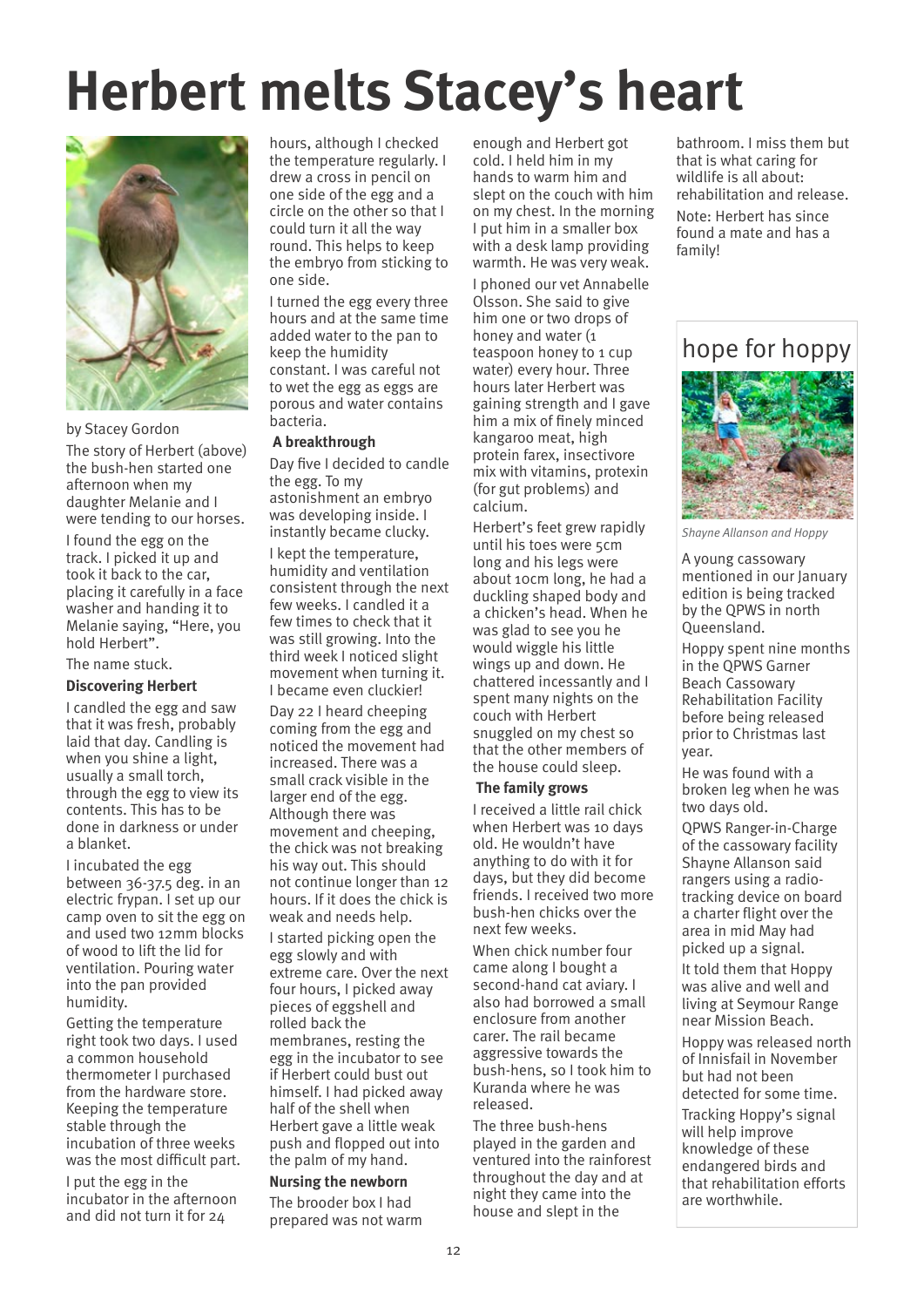# Herbert melts Stacey's heart

by Stacey Gordon

The story of Herbert (above) the bush-hen started one afternoon when my daughter Melanie and I were tending to our horses.

I found the egg on the track. I picked it up and took it back to the car, placing it carefully in a face washer and handing it to Melanie saying, "Here, you hold Herbert".

The name stuck.

### Discovering Herbert

I candled the egg and saw that it was fresh, probably laid that day. Candling is when you shine a light, usually a small torch, through the egg to view its contents. This has to be done in darkness or under a blanket.

I incubated the egg between 36-37.5 deg. in an electric frypan. I set up our camp oven to sit the egg on and used two 12mm blocks of wood to lift the lid for ventilation. Pouring water into the pan provided humidity.

Getting the temperature right took two days. I used a common household thermometer I purchased from the hardware store. Keeping the temperature stable through the incubation of three weeks was the most difficult part.

I put the egg in the incubator in the afternoon and did not turn it for 24 hours, although I checked the temperature regularly. I drew a cross in pencil on one side of the egg and a circle on the other so that I could turn it all the way round. This helps to keep the embryo from sticking to one side.

I turned the egg every three hours and at the same time added water to the pan to keep the humidity constant. I was careful not to wet the egg as eggs are porous and water contains bacteria.

### A breakthrough

Day five I decided to candle the egg. To my astonishment an embryo was developing inside. I instantly became clucky.

I kept the temperature, humidity and ventilation consistent through the next few weeks. I candled it a few times to check that it was still growing. Into the third week I noticed slight movement when turning it. I became even cluckier!

Day 22 I heard cheeping coming from the egg and noticed the movement had increased. There was a small crack visible in the larger end of the egg. Although there was movement and cheeping, the chick was not breaking his way out. This should not continue longer than 12 hours. If it does the chick is weak and needs help.

I started picking open the egg slowly and with extreme care. Over the next four hours, I picked away pieces of eggshell and rolled back the membranes, resting the egg in the incubator to see if Herbert could bust out himself. I had picked away half of the shell when Herbert gave a little weak push and flopped out into the palm of my hand.

### Nursing the newborn

The brooder box I had prepared was not warm enough and Herbert got cold. I held him in my hands to warm him and slept on the couch with him on my chest. In the morning I put him in a smaller box with a desk lamp providing warmth. He was very weak.

I phoned our vet Annabelle Olsson. She said to give him one or two drops of honey and water (1 teaspoon honey to 1 cup water) every hour. Three hours later Herbert was gaining strength and I gave him a mix of finely minced kangaroo meat, high protein farex, insectivore mix with vitamins, protexin (for gut problems) and calcium.

Herbert's feet grew rapidly until his toes were 5cm long and his legs were about 10cm long, he had a duckling shaped body and a chicken's head. When he was glad to see you he would wiggle his little wings up and down. He chattered incessantly and I spent many nights on the couch with Herbert snuggled on my chest so that the other members of the house could sleep.

### The family grows

I received a little rail chick when Herbert was 10 days old. He wouldn't have anything to do with it for days, but they did become friends. I received two more bush-hen chicks over the next few weeks.

When chick number four came along I bought a second-hand cat aviary. I also had borrowed a small enclosure from another carer. The rail became aggressive towards the bush-hens, so I took him to Kuranda where he was released.

The three bush-hens played in the garden and ventured into the rainforest throughout the day and at night they came into the house and slept in the bathroom. I miss them but that is what caring for wildlife is all about: rehabilitation and release.

Note: Herbert has since found a mate and has a family!

## hope for hoppy

*Shayne Allanson and Hoppy*

A young cassowary mentioned in our January edition is being tracked by the QPWS in north Queensland.

Hoppy spent nine months in the QPWS Garner Beach Cassowary Rehabilitation Facility before being released prior to Christmas last year.

He was found with a broken leg when he was two days old.

QPWS Ranger-in-Charge of the cassowary facility Shayne Allanson said rangers using a radio-tracking device on board a charter flight over the area in mid May had picked up a signal.

It told them that Hoppy was alive and well and living at Seymour Range near Mission Beach.

Hoppy was released north of Innisfail in November but had not been detected for some time.

Tracking Hoppy's signal will help improve knowledge of these endangered birds and that rehabilitation efforts are worthwhile.